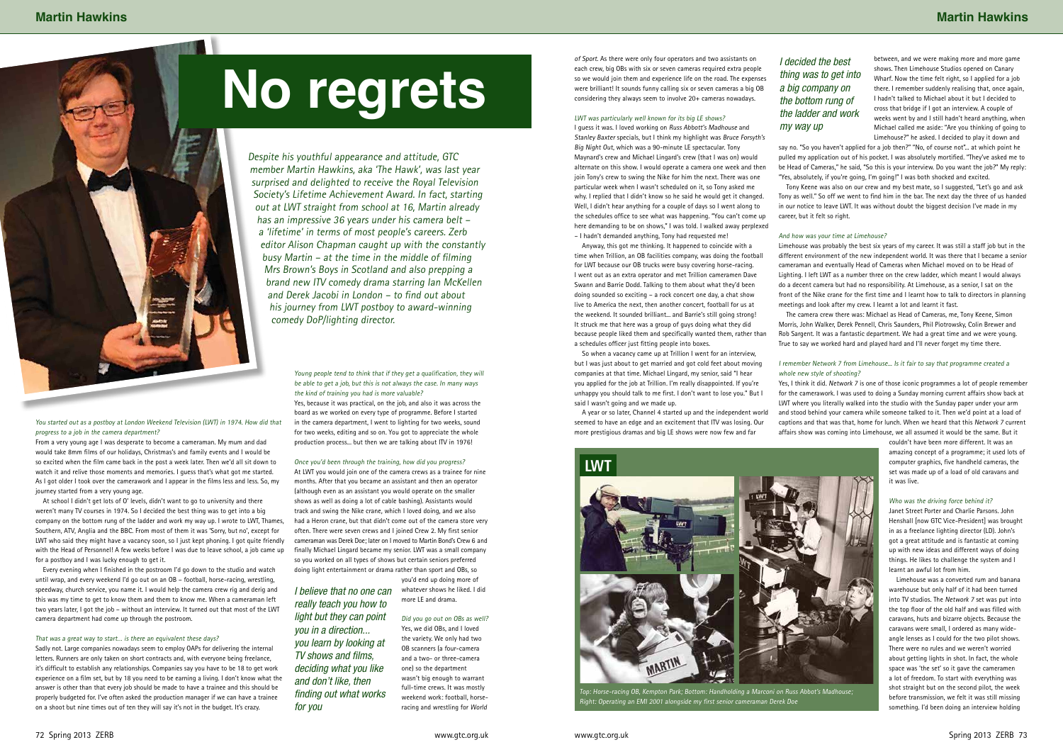# No regrets

*Despite his youthful appearance and attitude, GTC member Martin Hawkins, aka 'The Hawk', was last year surprised and delighted to receive the Royal Television Society's Lifetime Achievement Award. In fact, starting out at LWT straight from school at 16, Martin already has an impressive 36 years under his camera belt – a 'lifetime' in terms of most people's careers. Zerb editor Alison Chapman caught up with the constantly busy Martin – at the time in the middle of filming Mrs Brown's Boys in Scotland and also prepping a brand new ITV comedy drama starring Ian McKellen and Derek Jacobi in London – to find out about his journey from LWT postboy to award-winning comedy DoP/lighting director.*

*You started out as a postboy at London Weekend Television (LWT) in 1974. How did that progress to a job in the camera department?*

From a very young age I was desperate to become a cameraman. My mum and dad would take 8mm films of our holidays, Christmas's and family events and I would be so excited when the film came back in the post a week later. Then we'd all sit down to watch it and relive those moments and memories. I guess that's what got me started. As I got older I took over the camerawork and I appear in the films less and less. So, my journey started from a very young age.

At school I didn't get lots of O' levels, didn't want to go to university and there weren't many TV courses in 1974. So I decided the best thing was to get into a big company on the bottom rung of the ladder and work my way up. I wrote to LWT, Thames, Southern, ATV, Anglia and the BBC. From most of them it was 'Sorry, but no', except for LWT who said they might have a vacancy soon, so I just kept phoning. I got quite friendly with the Head of Personnel! A few weeks before I was due to leave school, a job came up for a postboy and I was lucky enough to get it.

Every evening when I finished in the postroom I'd go down to the studio and watch until wrap, and every weekend I'd go out on an OB – football, horse-racing, wrestling, speedway, church service, you name it. I would help the camera crew rig and derig and this was my time to get to know them and them to know me. When a cameraman left two years later, I got the job – without an interview. It turned out that most of the LWT camera department had come up through the postroom.

*That was a great way to start... is there an equivalent these days?*

Sadly not. Large companies nowadays seem to employ OAPs for delivering the internal letters. Runners are only taken on short contracts and, with everyone being freelance, it's difficult to establish any relationships. Companies say you have to be 18 to get work experience on a film set, but by 18 you need to be earning a living. I don't know what the answer is other than that every job should be made to have a trainee and this should be properly budgeted for. I've often asked the production manager if we can have a trainee on a shoot but nine times out of ten they will say it's not in the budget. It's crazy.

*Young people tend to think that if they get a qualification, they will be able to get a job, but this is not always the case. In many ways the kind of training you had is more valuable?*

Yes, because it was practical, on the job, and also it was across the board as we worked on every type of programme. Before I started in the camera department, I went to lighting for two weeks, sound for two weeks, editing and so on. You got to appreciate the whole production process... but then we are talking about ITV in 1976!

*Once you'd been through the training, how did you progress?*

At LWT you would join one of the camera crews as a trainee for nine months. After that you became an assistant and then an operator (although even as an assistant you would operate on the smaller shows as well as doing a lot of cable bashing). Assistants would track and swing the Nike crane, which I loved doing, and we also had a Heron crane, but that didn't come out of the camera store very often. There were seven crews and I joined Crew 2. My first senior cameraman was Derek Doe; later on I moved to Martin Bond's Crew 6 and finally Michael Lingard became my senior. LWT was a small company so you worked on all types of shows but certain seniors preferred doing light entertainment or drama rather than sport and OBs, so you'd end up doing more of whatever shows he liked. I did more LE and drama.

> I believe that no one can really teach you how to light but they can point you in a direction... you learn by looking at TV shows and films, deciding what you like and don't like, then finding out what works for you

*Did you go out on OBs as well?*

Yes, we did OBs, and I loved the variety. We only had two OB scanners (a four-camera and a two- or three-camera one) so the department wasn't big enough to warrant full-time crews. It was mostly weekend work: football, horse-racing and wrestling for *World of Sport*. As there were only four operators and two assistants on each crew, big OBs with six or seven cameras required extra people so we would join them and experience life on the road. The expenses were brilliant! It sounds funny calling six or seven cameras a big OB considering they always seem to involve 20+ cameras nowadays.

*LWT was particularly well known for its big LE shows?*

I guess it was. I loved working on *Russ Abbott's Madhouse* and *Stanley Baxter* specials, but I think my highlight was *Bruce Forsyth's Big Night Out*, which was a 90-minute LE spectacular. Tony Maynard's crew and Michael Lingard's crew (that I was on) would alternate on this show. I would operate a camera one week and then join Tony's crew to swing the Nike for him the next. There was one particular week when I wasn't scheduled on it, so Tony asked me why. I replied that I didn't know so he said he would get it changed. Well, I didn't hear anything for a couple of days so I went along to the schedules office to see what was happening. "You can't come up here demanding to be on shows," I was told. I walked away perplexed – I hadn't demanded anything, Tony had requested me!

Anyway, this got me thinking. It happened to coincide with a time when Trillion, an OB facilities company, was doing the football for LWT because our OB trucks were busy covering horse-racing. I went out as an extra operator and met Trillion cameramen Dave Swann and Barrie Dodd. Talking to them about what they'd been doing sounded so exciting – a rock concert one day, a chat show live to America the next, then another concert, football for us at the weekend. It sounded brilliant... and Barrie's still going strong! It struck me that here was a group of guys doing what they did because people liked them and specifically wanted them, rather than a schedules officer just fitting people into boxes.

So when a vacancy came up at Trillion I went for an interview, but I was just about to get married and got cold feet about moving companies at that time. Michael Lingard, my senior, said "I hear you applied for the job at Trillion. I'm really disappointed. If you're unhappy you should talk to me first. I don't want to lose you." But I said I wasn't going and we made up.

A year or so later, Channel 4 started up and the independent world seemed to have an edge and an excitement that ITV was losing. Our more prestigious dramas and big LE shows were now few and far between, and we were making more and more game shows. Then Limehouse Studios opened on Canary Wharf. Now the time felt right, so I applied for a job there. I remember suddenly realising that, once again, I hadn't talked to Michael about it but I decided to cross that bridge if I got an interview. A couple of weeks went by and I still hadn't heard anything, when Michael called me aside: "Are you thinking of going to Limehouse?" he asked. I decided to play it down and say no. "So you haven't applied for a job then?" "No, of course not"... at which point he pulled my application out of his pocket. I was absolutely mortified. "They've asked me to be Head of Cameras," he said, "So this is your interview. Do you want the job?" My reply: "Yes, absolutely, if you're going, I'm going!" I was both shocked and excited.

> I decided the best thing was to get into a big company on the bottom rung of the ladder and work my way up

Tony Keene was also on our crew and my best mate, so I suggested, "Let's go and ask Tony as well." So off we went to find him in the bar. The next day the three of us handed in our notice to leave LWT. It was without doubt the biggest decision I've made in my career, but it felt so right.

*And how was your time at Limehouse?*

Limehouse was probably the best six years of my career. It was still a staff job but in the different environment of the new independent world. It was there that I became a senior cameraman and eventually Head of Cameras when Michael moved on to be Head of Lighting. I left LWT as a number three on the crew ladder, which meant I would always do a decent camera but had no responsibility. At Limehouse, as a senior, I sat on the front of the Nike crane for the first time and I learnt how to talk to directors in planning meetings and look after my crew. I learnt a lot and learnt it fast.

The camera crew there was: Michael as Head of Cameras, me, Tony Keene, Simon Morris, John Walker, Derek Pennell, Chris Saunders, Phil Piotrowsky, Colin Brewer and Rob Sargent. It was a fantastic department. We had a great time and we were young. True to say we worked hard and played hard and I'll never forget my time there.

*I remember Network 7 from Limehouse... Is it fair to say that programme created a whole new style of shooting?*

Yes, I think it did. *Network 7* is one of those iconic programmes a lot of people remember for the camerawork. I was used to doing a Sunday morning current affairs show back at LWT where you literally walked into the studio with the Sunday paper under your arm and stood behind your camera while someone talked to it. Then we'd point at a load of captions and that was that, home for lunch. When we heard that this *Network 7* current affairs show was coming into Limehouse, we all assumed it would be the same. But it couldn't have been more different. It was an amazing concept of a programme; it used lots of computer graphics, five handheld cameras, the set was made up of a load of old caravans and it was live.

*Who was the driving force behind it?*

Janet Street Porter and Charlie Parsons. John Henshall [now GTC Vice-President] was brought in as a freelance lighting director (LD). John's got a great attitude and is fantastic at coming up with new ideas and different ways of doing things. He likes to challenge the system and I learnt an awful lot from him.

Limehouse was a converted rum and banana warehouse but only half of it had been turned into TV studios. The *Network 7* set was put into the top floor of the old half and was filled with caravans, huts and bizarre objects. Because the caravans were small, I ordered as many wide-angle lenses as I could for the two pilot shows. There were no rules and we weren't worried about getting lights in shot. In fact, the whole space was 'the set' so it gave the cameramen a lot of freedom. To start with everything was shot straight but on the second pilot, the week before transmission, we felt it was still missing something. I'd been doing an interview holding

**LWT**

*Top: Horse-racing OB, Kempton Park; Bottom: Handholding a Marconi on Russ Abbot's Madhouse; Right: Operating an EMI 2001 alongside my first senior cameraman Derek Doe*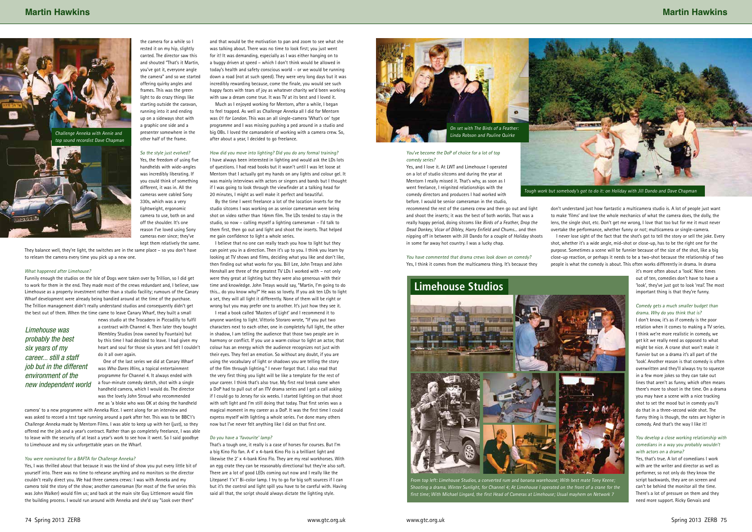the camera for a while so I rested it on my hip, slightly canted. The director saw this and shouted "That's it Martin, you've got it, everyone angle the camera" and so we started offering quirky angles and frames. This was the green light to do crazy things like starting outside the caravan, running into it and ending up on a sideways shot with a graphic one side and a presenter somewhere in the other half of the frame.

*So the style just evolved?*

Yes, the freedom of using five handhelds with wide-angles was incredibly liberating. If you could think of something different, it was in. All the cameras were cabled Sony 330s, which was a very lightweight, ergonomic camera to use, both on and off the shoulder. It's one reason I've loved using Sony cameras ever since; they've kept them relatively the same. They balance well, they're light, the switches are in the same place – so you don't have to relearn the camera every time you pick up a new one.

*Challenge Anneka with Annie and top sound recordist Dave Chapman*

*What happened after Limehouse?*

Funnily enough the studios on the Isle of Dogs were taken over by Trillion, so I did get to work for them in the end. They made most of the crews redundant and, I believe, saw Limehouse as a property investment rather than a studio facility; rumours of the Canary Wharf development were already being bandied around at the time of the purchase. The Trillion management didn't really understand studios and consequently didn't get the best out of them. When the time came to leave Canary Wharf, they built a small news studio at the Trocadero in Piccadilly to fulfil a contract with Channel 4. Then later they bought Wembley Studios (now owned by Fountain) but by this time I had decided to leave. I had given my heart and soul for those six years and felt I couldn't do it all over again.

> *Limehouse was probably the best six years of my career... still a staff job but in the different environment of the new independent world*

One of the last series we did at Canary Wharf was *Who Dares Wins*, a topical entertainment programme for Channel 4. It always ended with a four-minute comedy sketch, shot with a single handheld camera, which I would do. The director was the lovely John Stroud who recommended me as 'a bloke who was OK at doing the handheld camera' to a new programme with Anneka Rice. I went along for an interview and was asked to record a test tape running around a park after her. This was to be BBC1's *Challenge Anneka* made by Mentorn Films. I was able to keep up with her (just), so they offered me the job and a year's contract. Rather than go completely freelance, I was able to leave with the security of at least a year's work to see how it went. So I said goodbye to Limehouse and my six unforgettable years on the Wharf.

*You were nominated for a BAFTA for Challenge Anneka?*

Yes, I was thrilled about that because it was the kind of show you put every little bit of yourself into. There was no time to rehearse anything and no monitors so the director couldn't really direct you. We had three camera crews: I was with Anneka and my camera told the story of the show; another cameraman (for most of the five series this was John Walker) would film us; and back at the main site Guy Littlemore would film the building process. I would run around with Anneka and she'd say "Look over there" and that would be the motivation to pan and zoom to see what she was talking about. There was no time to look first; you just went for it! It was demanding, especially as I was either hanging on to a buggy driven at speed – which I don't think would be allowed in today's health and safety conscious world – or we would be running down a road (not at such speed). They were very long days but it was incredibly rewarding because, come the finale, you would see such happy faces with tears of joy as whatever charity we'd been working with saw a dream come true. It was TV at its best and I loved it.

Much as I enjoyed working for Mentorn, after a while, I began to feel trapped. As well as *Challenge Anneka* all I did for Mentorn was *01 for London*. This was an all single-camera 'What's on' type programme and I was missing pushing a ped around in a studio and big OBs. I loved the camaraderie of working with a camera crew. So, after about a year, I decided to go freelance.

*How did you move into lighting? Did you do any formal training?*

I have always been interested in lighting and would ask the LDs lots of questions. I had read books but it wasn't until I was let loose at Mentorn that I actually got my hands on any lights and colour gel. It was mainly interviews with actors or singers and bands but I thought if I was going to look through the viewfinder at a talking head for 20 minutes, I might as well make it perfect and beautiful.

By the time I went freelance a lot of the location inserts for the studio sitcoms I was working on as senior cameraman were being shot on video rather than 16mm film. The LDs tended to stay in the studio, so now – calling myself a lighting cameraman – I'd talk to them first, then go out and light and shoot the inserts. That helped me gain confidence to light a whole series.

I believe that no one can really teach you how to light but they can point you in a direction. Then it's up to you. I think you learn by looking at TV shows and films, deciding what you like and don't like, then finding out what works for you. Bill Lee, John Treays and John Henshall are three of the greatest TV LDs I worked with – not only were they great at lighting but they were also generous with their time and knowledge. John Treays would say, "Martin, I'm going to do this... do you know why?" He was so lovely. If you ask ten LDs to light a set, they will all light it differently. None of them will be right or wrong but you may prefer one to another. It's just how they see it.

I read a book called 'Masters of Light' and I recommend it to anyone wanting to light. Vittorio Storaro wrote, "If you put two characters next to each other, one in completely full light, the other in shadow, I am telling the audience that those two people are in harmony or conflict. If you use a warm colour to light an actor, that colour has an energy which the audience recognizes not just with their eyes. They feel an emotion. So without any doubt, if you are using the vocabulary of light or shadows you are telling the story of the film through lighting." I never forgot that. I also read that the very first thing you light will be like a template for the rest of your career. I think that's also true. My first real break came when a DoP had to pull out of an ITV drama series and I got a call asking if I could go to Jersey for six weeks. I started lighting on that shoot with soft light and I'm still doing that today. That first series was a magical moment in my career as a DoP. It was the first time I could express myself with lighting a whole series. I've done many others now but I've never felt anything like I did on that first one.

*Do you have a 'favourite' lamp?*

That's a tough one, it really is a case of horses for courses. But I'm a big Kino Flo fan. A 4' x 4-bank Kino Flo is a brilliant light and likewise the 2' x 4-bank Kino Flo. They are my real workhorses. With an egg crate they can be reasonably directional but they're also soft. There are a lot of good LEDs coming out now and I really like the Litepanel 1'x1' Bi-color lamp. I try to go for big soft sources if I can but it's the control and light spill you have to be careful with. Having said all that, the script should always dictate the lighting style.

*On set with The Birds of a Feather: Linda Robson and Pauline Quirke*

*Tough work but somebody's got to do it: on Holiday with Jill Dando and Dave Chapman*

*You've become the DoP of choice for a lot of top comedy series?*

Yes, and I love it. At LWT and Limehouse I operated on a lot of studio sitcoms and during the year at Mentorn I really missed it. That's why, as soon as I went freelance, I reignited relationships with the comedy directors and producers I had worked with before. I would be senior cameraman in the studio, recommend the rest of the camera crew and then go out and light and shoot the inserts; it was the best of both worlds. That was a really happy period, doing sitcoms like *Birds of a Feather*, *Drop the Dead Donkey*, *Vicar of Dibley*, *Harry Enfield and Chums...* and then nipping off in between with Jill Dando for a couple of *Holiday* shoots in some far away hot country. I was a lucky chap.

*You have commented that drama crews look down on comedy?*

Yes, I think it comes from the multicamera thing. It's because they don't understand just how fantastic a multicamera studio is. A lot of people just want to make 'films' and love the whole mechanics of what the camera does, the dolly, the lens, the single shot, etc. Don't get me wrong, I love that too but for me it must never overtake the performance, whether funny or not; multicamera or single-camera.

I never lose sight of the fact that the shot's got to tell the story or sell the joke. Every shot, whether it's a wide angle, mid-shot or close-up, has to be the right one for the purpose. Sometimes a scene will be funnier because of the size of the shot, like a big close-up reaction, or perhaps it needs to be a two-shot because the relationship of two people is what the comedy is about. This often works differently in drama. In drama it's more often about a 'look'. Nine times out of ten, comedies don't have to have a 'look', they've just got to look 'real'. The most important thing is that they're funny.

*Comedy gets a much smaller budget than drama. Why do you think that is?*

I don't know, it's as if comedy is the poor relation when it comes to making a TV series. I think we're more realistic in comedy, we get kit we really need as opposed to what might be nice. A crane shot won't make it funnier but on a drama it's all part of the 'look'. Another reason is that comedy is often overwritten and they'll always try to squeeze in a few more jokes so they can take out lines that aren't as funny, which often means there's more to shoot in the time. On a drama you may have a scene with a nice tracking shot to set the mood but in comedy you'll do that in a three-second wide shot. The funny thing is though, the rates are higher in comedy. And that's the way I like it!

*You develop a close working relationship with comedians in a way you probably wouldn't with actors on a drama?*

Yes, that's true. A lot of comedians I work with are the writer and director as well as performer, so not only do they know the script backwards, they are on screen and can't be behind the monitor all the time. There's a lot of pressure on them and they need more support. Ricky Gervais and

## Limehouse Studios

*From top left: Limehouse Studios, a converted rum and banana warehouse; With best mate Tony Keene; Shooting a drama, Winter Sunlight, for Channel 4; At Limehouse I operated on the front of a crane for the first time; With Michael Lingard, the first Head of Cameras at Limehouse; Usual mayhem on Network 7*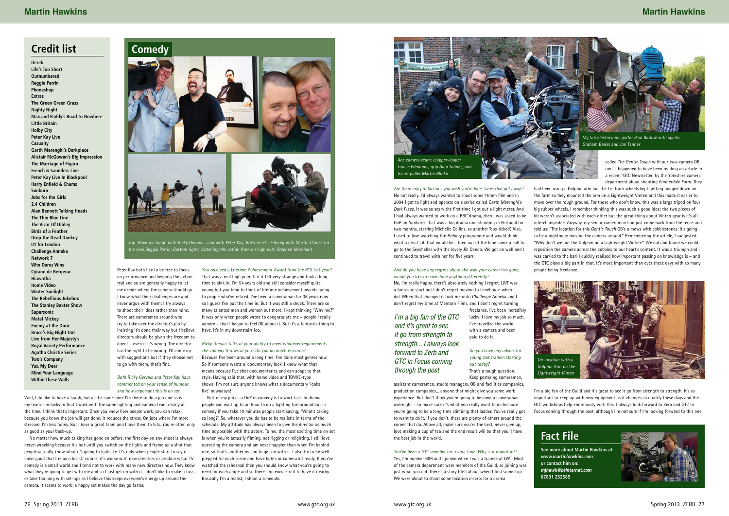## Credit list

**Derek**
**Life's Too Short**
**Outnumbered**
**Reggie Perrin**
**Phoneshop**
**Extras**
**The Green Green Grass**
**Nighty Night**
**Max and Paddy's Road to Nowhere**
**Little Britain**
**Holby City**
**Peter Kay Live**
**Casualty**
**Garth Marenghi's Darkplace**
**Alistair McGowan's Big Impression**
**The Marriage of Figaro**
**French & Saunders Live**
**Peter Kay Live In Blackpool**
**Harry Enfield & Chums**
**Sunburn**
**Jobs for the Girls**
**2.4 Children**
**Alan Bennett Talking Heads**
**The Thin Blue Line**
**The Vicar Of Dibley**
**Birds of a Feather**
**Drop the Dead Donkey**
**01 for London**
**Challenge Anneka**
**Network 7**
**Who Dares Wins**
**Cyrano de Bergerac**
**Hiawatha**
**Home Video**
**Winter Sunlight**
**The Rebellious Jukebox**
**The Stanley Baxter Show**
**Supersonic**
**Metal Mickey**
**Enemy at the Door**
**Bruce's Big Night Out**
**Live from Her Majesty's**
**Royal Variety Performance**
**Agatha Christie Series**
**Two's Company**
**Yus, My Dear**
**Mind Your Language**
**Within These Walls**

## Comedy

*Top: Having a laugh with Ricky Gervais... and with Peter Kay; Bottom left: Filming with Martin Clunes for the new Reggie Perrin; Bottom right: Watching the action from on high with Stephen Marchant*

Well, I do like to have a laugh, but at the same time I'm there to do a job and so is my team. I'm lucky in that I work with the same lighting and camera team nearly all the time. I think that's important. Once you know how people work, you can relax because you know the job will get done. It reduces the stress. On jobs where I'm more stressed, I'm less funny. But I have a great team and I love them to bits. You're often only as good as your back-up.

No matter how much talking has gone on before, the first day on any shoot is always nerve-wracking because it's not until you switch on the lights and frame up a shot that people actually know what it's going to look like. It's only when people start to say it looks good that I relax a bit. Of course, it's worse with new directors or producers but TV comedy is a small world and I tend not to work with many new directors now. They know what they're going to get with me and so I just get on with it. I don't like to make a fuss or take too long with set-ups as I believe this keeps everyone's energy up around the camera. It seems to work; a happy set makes the day go faster.

Peter Kay both like to be free to focus on performance and keeping the action real and so are generally happy to let me decide where the camera should go. I know what their challenges are and never argue with them; I try always to shoot their ideas rather than mine. There are cameramen around who try to take over the director's job by insisting it's done their way but I believe directors should be given the freedom to direct – even if it's wrong. The director has the right to be wrong! I'll come up with suggestions but if they choose not to go with them, that's fine.

*Both Ricky Gervais and Peter Kay have commented on your sense of humour and how important this is on set.*

*You received a Lifetime Achievement Award from the RTS last year?*

That was a real high point but it felt very strange and took a long time to sink in. I'm 54 years old and still consider myself quite young but you don't think of lifetime achievement awards going to people who've retired. I've been a cameraman for 36 years now so I guess I've put the time in. But it was still a shock. There are so many talented men and women out there, I kept thinking "Why me?" It was only when people wrote to congratulate me – people I really admire – that I began to feel OK about it. But it's a fantastic thing to have. It's in my downstairs loo.

*Ricky Gervais talks of your ability to meet whatever requirements the comedy throws at you? Do you do much research?*

Because I've been around a long time, I've done most genres now. So if someone wants a 'documentary look' I know what that means because I've shot documentaries and can adapt to that style. Having said that, with home video and TOWIE-type shows, I'm not sure anyone knows what a documentary 'looks like' nowadays!

Part of my job as a DoP in comedy is to work fast. In drama, people can wait up to an hour to do a lighting turnaround but in comedy if you take 10 minutes people start saying, "What's taking so long?" So, whatever you do has to be realistic in terms of the schedule. My attitude has always been to give the director as much time as possible with the actors. To me, the most exciting time on set is when you're actually filming, not rigging or relighting. I still love operating the camera and am never happier than when I'm behind one, so that's another reason to get on with it. I also try to be well prepped for each scene and have lights or camera kit ready. If you've watched the rehearsal then you should know what you're going to need for each angle and so there's no excuse not to have it nearby. Basically I'm a realist, I shoot a schedule.

*Ace camera team: clapper-loader Louise Edmunds; grip Alan Tabner; and focus-puller Martin Blinko*

*My fab electricians: gaffer Paul Barlow with sparks Graham Banks and Jon Tanner*

*Are there any productions you wish you'd done: 'ones that got away'?*

No not really. I'd always wanted to shoot some 16mm film and in 2004 I got to light and operate on a series called *Garth Marenghi's Dark Place*. It was so scary the first time I got out a light meter. And I had always wanted to work on a BBC drama, then I was asked to be DoP on *Sunburn*. That was a big drama unit shooting in Portugal for two months, starring Michelle Collins, so another 'box ticked'. Also, I used to love watching the *Holiday* programme and would think what a great job that would be... then out of the blue came a call to go to the Seychelles with the lovely Jill Dando. We got on well and I continued to travel with her for five years.

*And do you have any regrets about the way your career has gone, would you like to have done anything differently?*

No, I'm really happy, there's absolutely nothing I regret. LWT was a fantastic start but I don't regret moving to Limehouse when I did. When that changed it took me onto *Challenge Anneka* and I don't regret my time at Mentorn Films, and I don't regret turning freelance. I've been incredibly lucky; I love my job so much. I've travelled the world with a camera and been paid to do it.

*I'm a big fan of the GTC and it's great to see it go from strength to strength... I always look forward to Zerb and GTC In Focus coming through the post*

*Do you have any advice for young cameramen starting out today?*

That's a tough question. Keep pestering cameramen, assistant cameramen, studio managers, OB and facilities companies, production companies... anyone that might give you some work experience. But don't think you're going to become a cameraman overnight – so make sure it's what you really want to do because you're going to be a long time climbing that ladder. You've really got to want to do it. If you don't, there are plenty of others around the corner that do. Above all, make sure you're the best, never give up, love making a cup of tea and the end result will be that you'll have the best job in the world.

*You've been a GTC member for a long time. Why is it important?*

Yes, I'm number 686 and I joined when I was a trainee at LWT. Most of the camera department were members of the Guild, so joining was just what you did. There's a story I tell about when I first signed up. We were about to shoot some location inserts for a drama called *The Gentle Touch* with our two-camera OB unit. I happened to have been reading an article in a recent 'GTC Newsletter' by the Yorkshire camera department about shooting *Emmerdale Farm*. They had been using a Dolphin arm but the Tri-Track wheels kept getting bogged down on the farm so they mounted the arm on a Lightweight Vinten and this made it easier to move over the rough ground. For those who don't know, this was a large tripod on four big rubber wheels. I remember thinking this was such a good idea; the two pieces of kit weren't associated with each other but the great thing about Vinten gear is it's all interchangeable. Anyway, my senior cameraman had just come back from the recce and told us: "The location for this *Gentle Touch* OB's a mews with cobblestones: it's going to be a nightmare moving the camera around." Remembering the article, I suggested: "Why don't we put the Dolphin on a Lightweight Vinten?" We did and found we could reposition the camera across the cobbles to our heart's content. It was a triumph and I was carried to the bar! I quickly realised how important passing on knowledge is – and the GTC plays a big part in that. It's more important than ever these days with so many people being freelance.

*On location with a Dolphin Arm on the Lightweight Vinten*

I'm a big fan of the Guild and it's great to see it go from strength to strength. It's so important to keep up with new equipment as it changes so quickly these days and the GTC workshops help enormously with this. I always look forward to Zerb and GTC In Focus coming through the post, although I'm not sure if I'm looking forward to this one...

## Fact File

**See more about Martin Hawkins at:**
***www.martinhawkins.com***
**or contact him on:**
***mjhawk@btinternet.com***
**07831 252585**